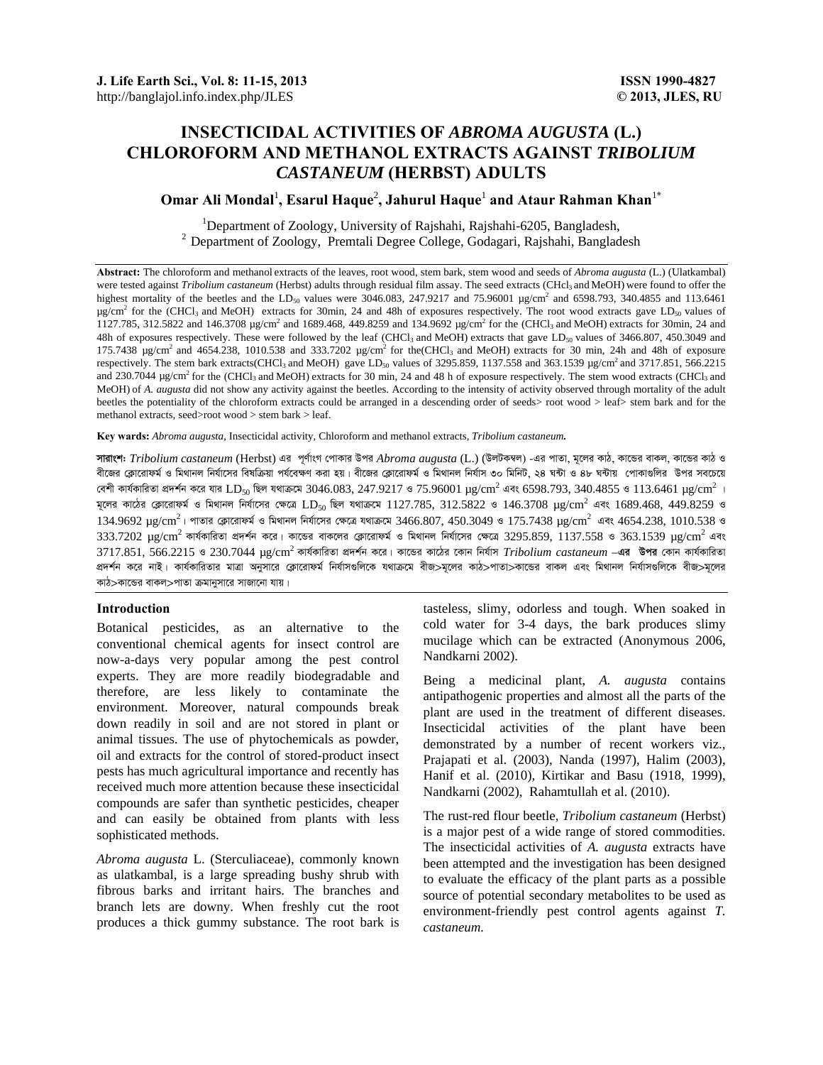# INSECTICIDAL ACTIVITIES OF *ABROMA AUGUSTA* (L.) CHLOROFORM AND METHANOL EXTRACTS AGAINST *TRIBOLIUM CASTANEUM* (HERBST) ADULTS

**Omar Ali Mondal[1], Esarul Haque[2], Jahurul Haque[1] and Ataur Rahman Khan[1*]**

[1]Department of Zoology, University of Rajshahi, Rajshahi-6205, Bangladesh,
[2] Department of Zoology, Premtali Degree College, Godagari, Rajshahi, Bangladesh

**Abstract:** The chloroform and methanol extracts of the leaves, root wood, stem bark, stem wood and seeds of *Abroma augusta* (L.) (Ulatkambal) were tested against *Tribolium castaneum* (Herbst) adults through residual film assay. The seed extracts ($CHCl_3$ and MeOH) were found to offer the highest mortality of the beetles and the $LD_{50}$ values were 3046.083, 247.9217 and 75.96001 μg/cm$^2$ and 6598.793, 340.4855 and 113.6461 μg/cm$^2$ for the ($CHCl_3$ and MeOH) extracts for 30min, 24 and 48h of exposures respectively. The root wood extracts gave $LD_{50}$ values of 1127.785, 312.5822 and 146.3708 μg/cm$^2$ and 1689.468, 449.8259 and 134.9692 μg/cm$^2$ for the ($CHCl_3$ and MeOH) extracts for 30min, 24 and 48h of exposures respectively. These were followed by the leaf ($CHCl_3$ and MeOH) extracts that gave $LD_{50}$ values of 3466.807, 450.3049 and 175.7438 μg/cm$^2$ and 4654.238, 1010.538 and 333.7202 μg/cm$^2$ for the($CHCl_3$ and MeOH) extracts for 30 min, 24h and 48h of exposure respectively. The stem bark extracts($CHCl_3$ and MeOH) gave $LD_{50}$ values of 3295.859, 1137.558 and 363.1539 μg/cm$^2$ and 3717.851, 566.2215 and 230.7044 μg/cm$^2$ for the ($CHCl_3$ and MeOH) extracts for 30 min, 24 and 48 h of exposure respectively. The stem wood extracts ($CHCl_3$ and MeOH) of *A. augusta* did not show any activity against the beetles. According to the intensity of activity observed through mortality of the adult beetles the potentiality of the chloroform extracts could be arranged in a descending order of seeds> root wood > leaf> stem bark and for the methanol extracts, seed>root wood > stem bark > leaf.

**Key words:** *Abroma augusta*, Insecticidal activity, Chloroform and methanol extracts, *Tribolium castaneum.*

**সারাংশঃ** *Tribolium castaneum* (Herbst) এর পূর্ণাংগ পোকার উপর *Abroma augusta* (L.) (উলটকম্বল) -এর পাতা, মূলের কাঠ, কান্ডের বাকল, কান্ডের কাঠ ও বীজের ক্লোরোফর্ম ও মিথানল নির্যাসের বিষক্রিয়া পর্যবেক্ষণ করা হয়। বীজের ক্লোরোফর্ম ও মিথানল নির্যাস ৩০ মিনিট, ২৪ ঘন্টা ও ৪৮ ঘন্টায় পোকাগুলির উপর সবচেয়ে বেশী কার্যকারিতা প্রদর্শন করে যার $LD_{50}$ ছিল যথাক্রমে 3046.083, 247.9217 ও 75.96001 μg/cm$^2$ এবং 6598.793, 340.4855 ও 113.6461 μg/cm$^2$ । মূলের কাঠের ক্লোরোফর্ম ও মিথানল নির্যাসের ক্ষেত্রে $LD_{50}$ ছিল যথাক্রমে 1127.785, 312.5822 ও 146.3708 μg/cm$^2$ এবং 1689.468, 449.8259 ও 134.9692 μg/cm$^2$। পাতার ক্লোরোফর্ম ও মিথানল নির্যাসের ক্ষেত্রে যথাক্রমে 3466.807, 450.3049 ও 175.7438 μg/cm$^2$ এবং 4654.238, 1010.538 ও 333.7202 μg/cm$^2$ কার্যকারিতা প্রদর্শন করে। কান্ডের বাকলের ক্লোরোফর্ম ও মিথানল নির্যাসের ক্ষেত্রে 3295.859, 1137.558 ও 363.1539 μg/cm$^2$ এবং 3717.851, 566.2215 ও 230.7044 μg/cm$^2$ কার্যকারিতা প্রদর্শন করে। কান্ডের কাঠের কোন নির্যাস *Tribolium castaneum* **–এর উপর** কোন কার্যকারিতা প্রদর্শন করে নাই। কার্যকারিতার মাত্রা অনুসারে ক্লোরোফর্ম নির্যাসগুলিকে যথাক্রমে বীজ>মূলের কাঠ>পাতা>কান্ডের বাকল এবং মিথানল নির্যাসগুলিকে বীজ>মূলের কাঠ>কান্ডের বাকল>পাতা ক্রমানুসারে সাজানো যায়।

## Introduction

Botanical pesticides, as an alternative to the conventional chemical agents for insect control are now-a-days very popular among the pest control experts. They are more readily biodegradable and therefore, are less likely to contaminate the environment. Moreover, natural compounds break down readily in soil and are not stored in plant or animal tissues. The use of phytochemicals as powder, oil and extracts for the control of stored-product insect pests has much agricultural importance and recently has received much more attention because these insecticidal compounds are safer than synthetic pesticides, cheaper and can easily be obtained from plants with less sophisticated methods.

*Abroma augusta* L. (Sterculiaceae), commonly known as ulatkambal, is a large spreading bushy shrub with fibrous barks and irritant hairs. The branches and branch lets are downy. When freshly cut the root produces a thick gummy substance. The root bark is tasteless, slimy, odorless and tough. When soaked in cold water for 3-4 days, the bark produces slimy mucilage which can be extracted (Anonymous 2006, Nandkarni 2002).

Being a medicinal plant, *A. augusta* contains antipathogenic properties and almost all the parts of the plant are used in the treatment of different diseases. Insecticidal activities of the plant have been demonstrated by a number of recent workers viz., Prajapati et al. (2003), Nanda (1997), Halim (2003), Hanif et al. (2010), Kirtikar and Basu (1918, 1999), Nandkarni (2002), Rahamtullah et al. (2010).

The rust-red flour beetle, *Tribolium castaneum* (Herbst) is a major pest of a wide range of stored commodities. The insecticidal activities of *A. augusta* extracts have been attempted and the investigation has been designed to evaluate the efficacy of the plant parts as a possible source of potential secondary metabolites to be used as environment-friendly pest control agents against *T. castaneum.*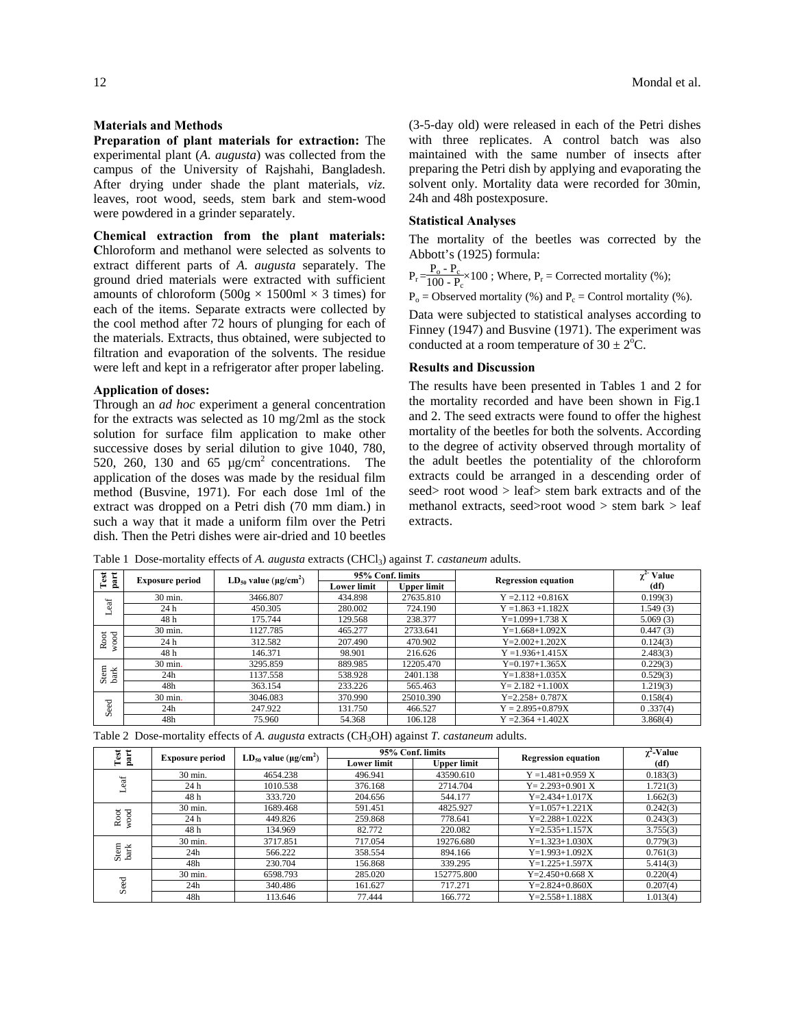### Materials and Methods

**Preparation of plant materials for extraction:** The experimental plant (*A. augusta*) was collected from the campus of the University of Rajshahi, Bangladesh. After drying under shade the plant materials, *viz.* leaves, root wood, seeds, stem bark and stem-wood were powdered in a grinder separately.

**Chemical extraction from the plant materials:** Chloroform and methanol were selected as solvents to extract different parts of *A. augusta* separately. The ground dried materials were extracted with sufficient amounts of chloroform (500g × 1500ml × 3 times) for each of the items. Separate extracts were collected by the cool method after 72 hours of plunging for each of the materials. Extracts, thus obtained, were subjected to filtration and evaporation of the solvents. The residue were left and kept in a refrigerator after proper labeling.

**Application of doses:**
Through an *ad hoc* experiment a general concentration for the extracts was selected as 10 mg/2ml as the stock solution for surface film application to make other successive doses by serial dilution to give 1040, 780, 520, 260, 130 and 65 µg/cm$^2$ concentrations. The application of the doses was made by the residual film method (Busvine, 1971). For each dose 1ml of the extract was dropped on a Petri dish (70 mm diam.) in such a way that it made a uniform film over the Petri dish. Then the Petri dishes were air-dried and 10 beetles (3-5-day old) were released in each of the Petri dishes with three replicates. A control batch was also maintained with the same number of insects after preparing the Petri dish by applying and evaporating the solvent only. Mortality data were recorded for 30min, 24h and 48h postexposure.

### Statistical Analyses

The mortality of the beetles was corrected by the Abbott's (1925) formula:

$P_r = \frac{P_o - P_c}{100 - P_c} \times 100$ ; Where, $P_r$ = Corrected mortality (%);

$P_o$ = Observed mortality (%) and $P_c$ = Control mortality (%).

Data were subjected to statistical analyses according to Finney (1947) and Busvine (1971). The experiment was conducted at a room temperature of $30 \pm 2^oC$.

### Results and Discussion

The results have been presented in Tables 1 and 2 for the mortality recorded and have been shown in Fig.1 and 2. The seed extracts were found to offer the highest mortality of the beetles for both the solvents. According to the degree of activity observed through mortality of the adult beetles the potentiality of the chloroform extracts could be arranged in a descending order of seed> root wood > leaf> stem bark extracts and of the methanol extracts, seed>root wood > stem bark > leaf extracts.

Table 1 Dose-mortality effects of *A. augusta* extracts ($CHCl_3$) against *T. castaneum* adults.

| Test part | Exposure period | $LD_{50}$ value (µg/cm$^2$) | 95% Conf. limits | | Regression equation | $\chi^2$ Value (df) |
|---|---|---|---|---|---|---|
| | | | Lower limit | Upper limit | | |
| Leaf | 30 min. | 3466.807 | 434.898 | 27635.810 | Y =2.112 +0.816X | 0.199(3) |
| | 24 h | 450.305 | 280.002 | 724.190 | Y =1.863 +1.182X | 1.549 (3) |
| | 48 h | 175.744 | 129.568 | 238.377 | Y=1.099+1.738 X | 5.069 (3) |
| Root wood | 30 min. | 1127.785 | 465.277 | 2733.641 | Y=1.668+1.092X | 0.447 (3) |
| | 24 h | 312.582 | 207.490 | 470.902 | Y=2.002+1.202X | 0.124(3) |
| | 48 h | 146.371 | 98.901 | 216.626 | Y =1.936+1.415X | 2.483(3) |
| Stem bark | 30 min. | 3295.859 | 889.985 | 12205.470 | Y=0.197+1.365X | 0.229(3) |
| | 24h | 1137.558 | 538.928 | 2401.138 | Y=1.838+1.035X | 0.529(3) |
| | 48h | 363.154 | 233.226 | 565.463 | Y= 2.182 +1.100X | 1.219(3) |
| Seed | 30 min. | 3046.083 | 370.990 | 25010.390 | Y=2.258+ 0.787X | 0.158(4) |
| | 24h | 247.922 | 131.750 | 466.527 | Y = 2.895+0.879X | 0 .337(4) |
| | 48h | 75.960 | 54.368 | 106.128 | Y =2.364 +1.402X | 3.868(4) |

Table 2 Dose-mortality effects of *A. augusta* extracts ($CH_3OH$) against *T. castaneum* adults.

| Test part | Exposure period | $LD_{50}$ value (µg/cm$^2$) | 95% Conf. limits | | Regression equation | $\chi^2$-Value (df) |
|---|---|---|---|---|---|---|
| | | | Lower limit | Upper limit | | |
| Leaf | 30 min. | 4654.238 | 496.941 | 43590.610 | Y =1.481+0.959 X | 0.183(3) |
| | 24 h | 1010.538 | 376.168 | 2714.704 | Y= 2.293+0.901 X | 1.721(3) |
| | 48 h | 333.720 | 204.656 | 544.177 | Y=2.434+1.017X | 1.662(3) |
| Root wood | 30 min. | 1689.468 | 591.451 | 4825.927 | Y=1.057+1.221X | 0.242(3) |
| | 24 h | 449.826 | 259.868 | 778.641 | Y=2.288+1.022X | 0.243(3) |
| | 48 h | 134.969 | 82.772 | 220.082 | Y=2.535+1.157X | 3.755(3) |
| Stem bark | 30 min. | 3717.851 | 717.054 | 19276.680 | Y=1.323+1.030X | 0.779(3) |
| | 24h | 566.222 | 358.554 | 894.166 | Y=1.993+1.092X | 0.761(3) |
| | 48h | 230.704 | 156.868 | 339.295 | Y=1.225+1.597X | 5.414(3) |
| Seed | 30 min. | 6598.793 | 285.020 | 152775.800 | Y=2.450+0.668 X | 0.220(4) |
| | 24h | 340.486 | 161.627 | 717.271 | Y=2.824+0.860X | 0.207(4) |
| | 48h | 113.646 | 77.444 | 166.772 | Y=2.558+1.188X | 1.013(4) |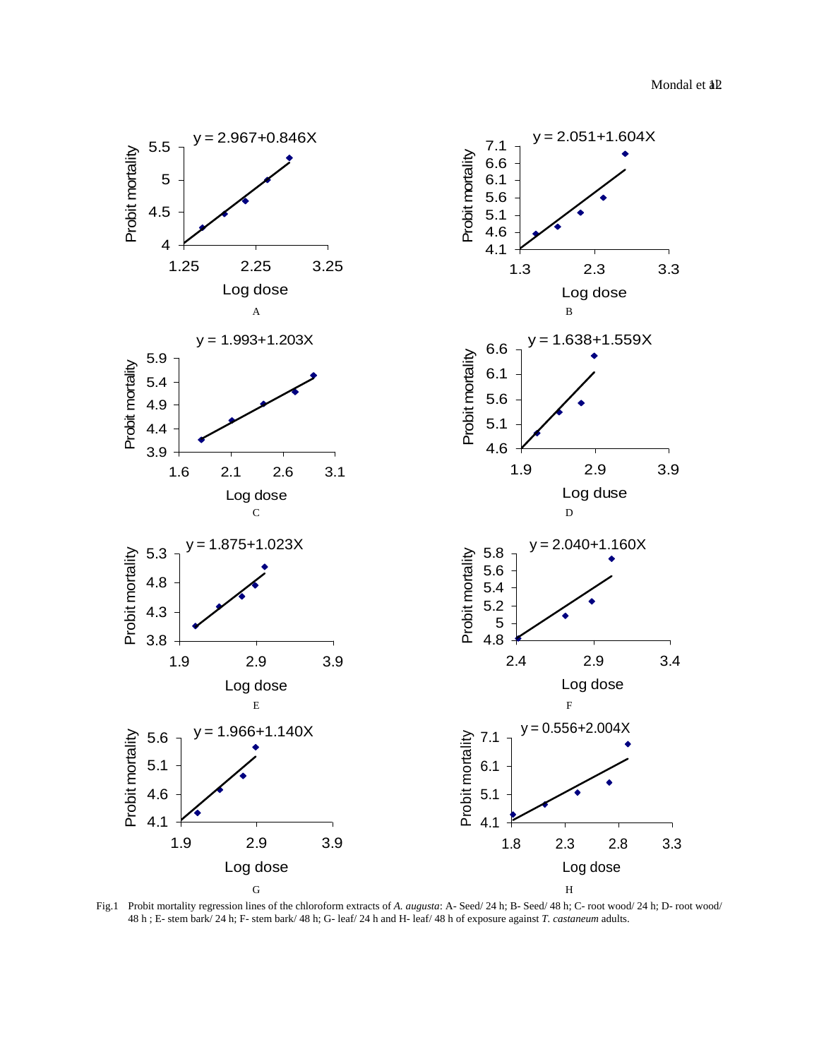A: $y = 2.967+0.846X$

B: $y = 2.051+1.604X$

C: $y = 1.993+1.203X$

D: $y = 1.638+1.559X$

E: $y = 1.875+1.023X$

F: $y = 2.040+1.160X$

G: $y = 1.966+1.140X$

H: $y = 0.556+2.004X$

Fig.1 Probit mortality regression lines of the chloroform extracts of *A. augusta*: A- Seed/ 24 h; B- Seed/ 48 h; C- root wood/ 24 h; D- root wood/ 48 h ; E- stem bark/ 24 h; F- stem bark/ 48 h; G- leaf/ 24 h and H- leaf/ 48 h of exposure against *T. castaneum* adults.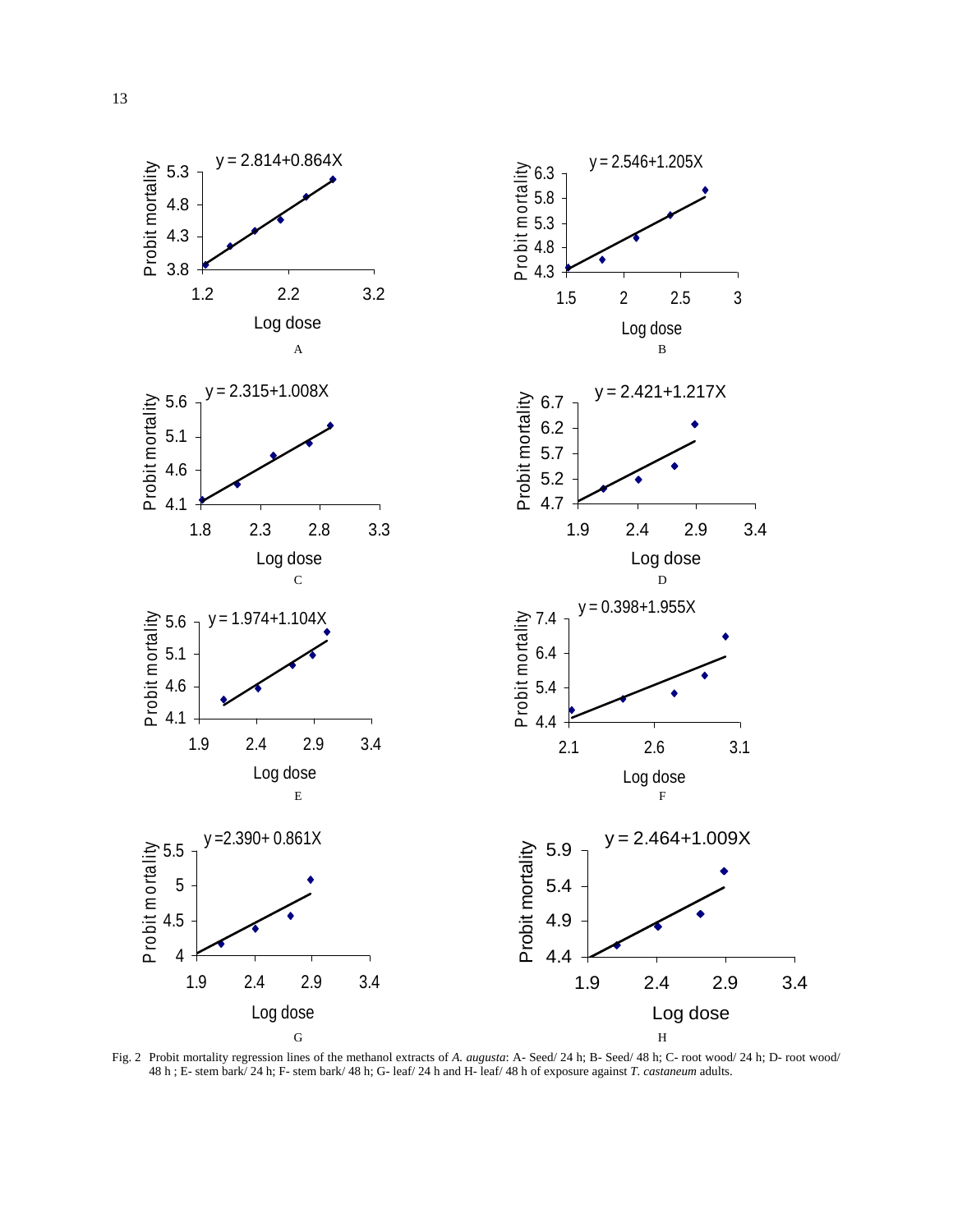Fig. 2 Probit mortality regression lines of the methanol extracts of *A. augusta*: A- Seed/ 24 h; B- Seed/ 48 h; C- root wood/ 24 h; D- root wood/ 48 h ; E- stem bark/ 24 h; F- stem bark/ 48 h; G- leaf/ 24 h and H- leaf/ 48 h of exposure against *T. castaneum* adults.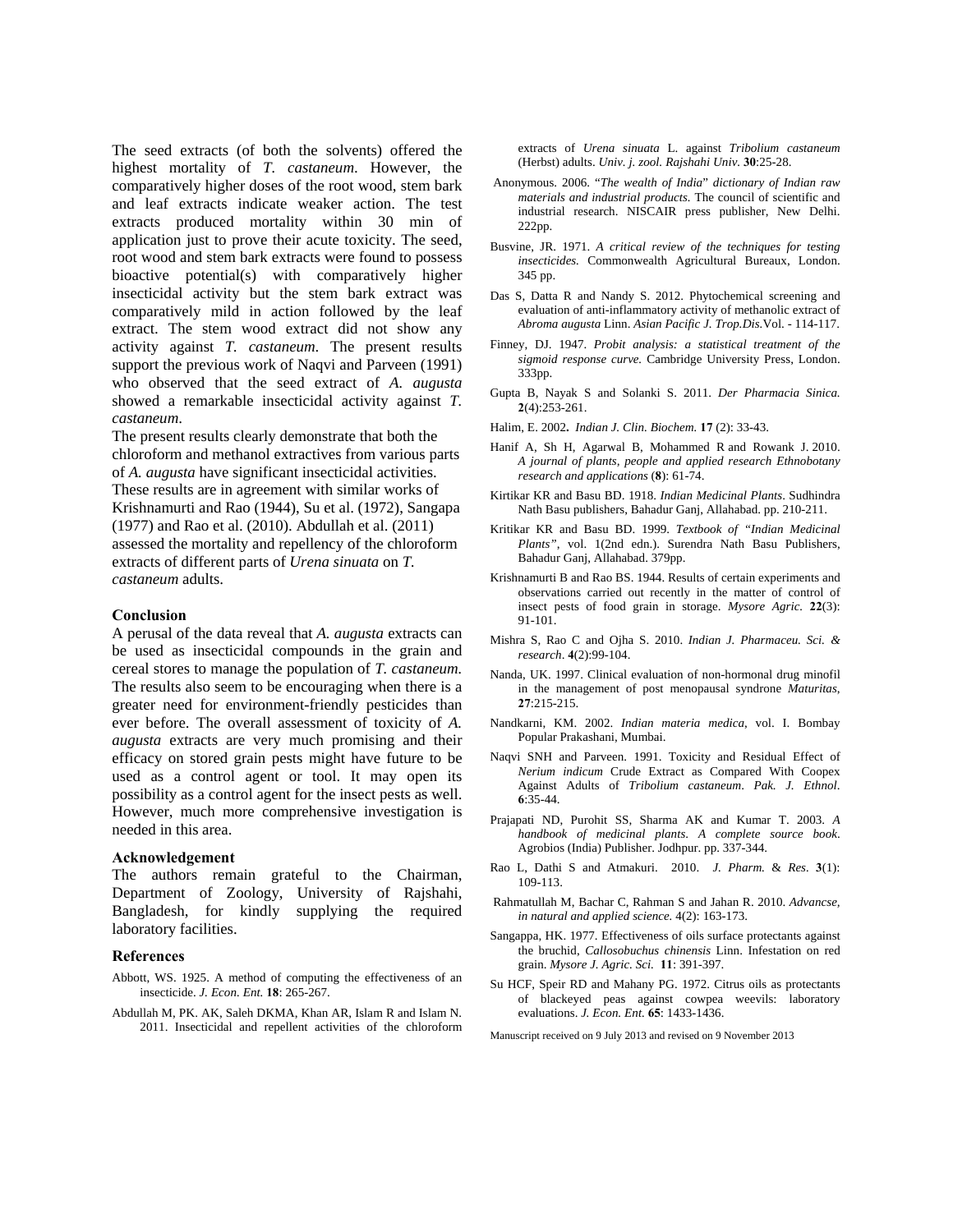The seed extracts (of both the solvents) offered the highest mortality of *T. castaneum*. However, the comparatively higher doses of the root wood, stem bark and leaf extracts indicate weaker action. The test extracts produced mortality within 30 min of application just to prove their acute toxicity. The seed, root wood and stem bark extracts were found to possess bioactive potential(s) with comparatively higher insecticidal activity but the stem bark extract was comparatively mild in action followed by the leaf extract. The stem wood extract did not show any activity against *T. castaneum*. The present results support the previous work of Naqvi and Parveen (1991) who observed that the seed extract of *A. augusta* showed a remarkable insecticidal activity against *T. castaneum*.

The present results clearly demonstrate that both the chloroform and methanol extractives from various parts of *A. augusta* have significant insecticidal activities. These results are in agreement with similar works of Krishnamurti and Rao (1944), Su et al. (1972), Sangapa (1977) and Rao et al. (2010). Abdullah et al. (2011) assessed the mortality and repellency of the chloroform extracts of different parts of *Urena sinuata* on *T. castaneum* adults.

## Conclusion

A perusal of the data reveal that *A. augusta* extracts can be used as insecticidal compounds in the grain and cereal stores to manage the population of *T. castaneum.* The results also seem to be encouraging when there is a greater need for environment-friendly pesticides than ever before. The overall assessment of toxicity of *A. augusta* extracts are very much promising and their efficacy on stored grain pests might have future to be used as a control agent or tool. It may open its possibility as a control agent for the insect pests as well. However, much more comprehensive investigation is needed in this area.

## Acknowledgement

The authors remain grateful to the Chairman, Department of Zoology, University of Rajshahi, Bangladesh, for kindly supplying the required laboratory facilities.

## References

Abbott, WS. 1925. A method of computing the effectiveness of an insecticide. *J. Econ. Ent.* **18**: 265-267.

Abdullah M, PK. AK, Saleh DKMA, Khan AR, Islam R and Islam N. 2011. Insecticidal and repellent activities of the chloroform extracts of *Urena sinuata* L. against *Tribolium castaneum* (Herbst) adults. *Univ. j. zool. Rajshahi Univ.* **30**:25-28.

Anonymous. 2006. "*The wealth of India*" *dictionary of Indian raw materials and industrial products.* The council of scientific and industrial research. NISCAIR press publisher, New Delhi. 222pp.

Busvine, JR. 1971. *A critical review of the techniques for testing insecticides.* Commonwealth Agricultural Bureaux, London. 345 pp.

Das S, Datta R and Nandy S. 2012. Phytochemical screening and evaluation of anti-inflammatory activity of methanolic extract of *Abroma augusta* Linn. *Asian Pacific J. Trop.Dis.*Vol. - 114-117.

Finney, DJ. 1947. *Probit analysis: a statistical treatment of the sigmoid response curve.* Cambridge University Press, London. 333pp.

Gupta B, Nayak S and Solanki S. 2011. *Der Pharmacia Sinica.* **2**(4):253-261.

Halim, E. 2002**.** *Indian J. Clin. Biochem.* **17** (2): 33-43.

Hanif A, Sh H, Agarwal B, Mohammed R and Rowank J. 2010. *A journal of plants, people and applied research Ethnobotany research and applications* (**8**): 61-74.

Kirtikar KR and Basu BD. 1918. *Indian Medicinal Plants*. Sudhindra Nath Basu publishers, Bahadur Ganj, Allahabad. pp. 210-211.

Kritikar KR and Basu BD. 1999. *Textbook of "Indian Medicinal Plants"*, vol. 1(2nd edn.). Surendra Nath Basu Publishers, Bahadur Ganj, Allahabad. 379pp.

Krishnamurti B and Rao BS. 1944. Results of certain experiments and observations carried out recently in the matter of control of insect pests of food grain in storage. *Mysore Agric.* **22**(3): 91-101.

Mishra S, Rao C and Ojha S. 2010. *Indian J. Pharmaceu. Sci. & research*. **4**(2):99-104.

Nanda, UK. 1997. Clinical evaluation of non-hormonal drug minofil in the management of post menopausal syndrone *Maturitas,* **27**:215-215.

Nandkarni, KM. 2002. *Indian materia medica,* vol. I. Bombay Popular Prakashani, Mumbai.

Naqvi SNH and Parveen. 1991. Toxicity and Residual Effect of *Nerium indicum* Crude Extract as Compared With Coopex Against Adults of *Tribolium castaneum*. *Pak. J. Ethnol.* **6**:35-44.

Prajapati ND, Purohit SS, Sharma AK and Kumar T. 2003. *A handbook of medicinal plants. A complete source book.* Agrobios (India) Publisher. Jodhpur. pp. 337-344.

Rao L, Dathi S and Atmakuri. 2010. *J. Pharm.* & *Res*. **3**(1): 109-113.

Rahmatullah M, Bachar C, Rahman S and Jahan R. 2010. *Advancse, in natural and applied science.* 4(2): 163-173.

Sangappa, HK. 1977. Effectiveness of oils surface protectants against the bruchid, *Callosobuchus chinensis* Linn. Infestation on red grain. *Mysore J. Agric. Sci.* **11**: 391-397.

Su HCF, Speir RD and Mahany PG. 1972. Citrus oils as protectants of blackeyed peas against cowpea weevils: laboratory evaluations. *J. Econ. Ent.* **65**: 1433-1436.

Manuscript received on 9 July 2013 and revised on 9 November 2013